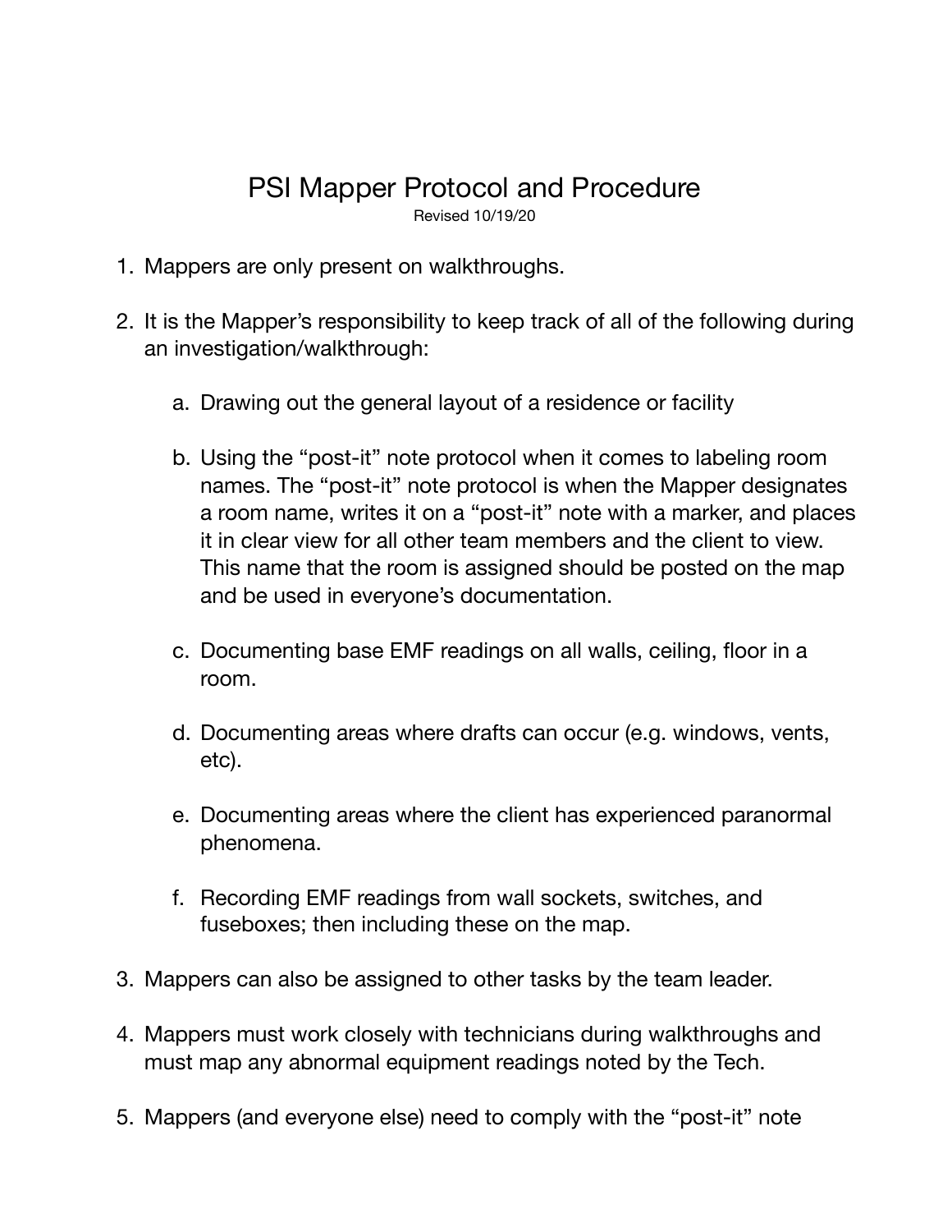# PSI Mapper Protocol and Procedure

Revised 10/19/20

1. Mappers are only present on walkthroughs.

2. It is the Mapper's responsibility to keep track of all of the following during an investigation/walkthrough:

    a. Drawing out the general layout of a residence or facility

    b. Using the "post-it" note protocol when it comes to labeling room names. The "post-it" note protocol is when the Mapper designates a room name, writes it on a "post-it" note with a marker, and places it in clear view for all other team members and the client to view. This name that the room is assigned should be posted on the map and be used in everyone's documentation.

    c. Documenting base EMF readings on all walls, ceiling, floor in a room.

    d. Documenting areas where drafts can occur (e.g. windows, vents, etc).

    e. Documenting areas where the client has experienced paranormal phenomena.

    f. Recording EMF readings from wall sockets, switches, and fuseboxes; then including these on the map.

3. Mappers can also be assigned to other tasks by the team leader.

4. Mappers must work closely with technicians during walkthroughs and must map any abnormal equipment readings noted by the Tech.

5. Mappers (and everyone else) need to comply with the "post-it" note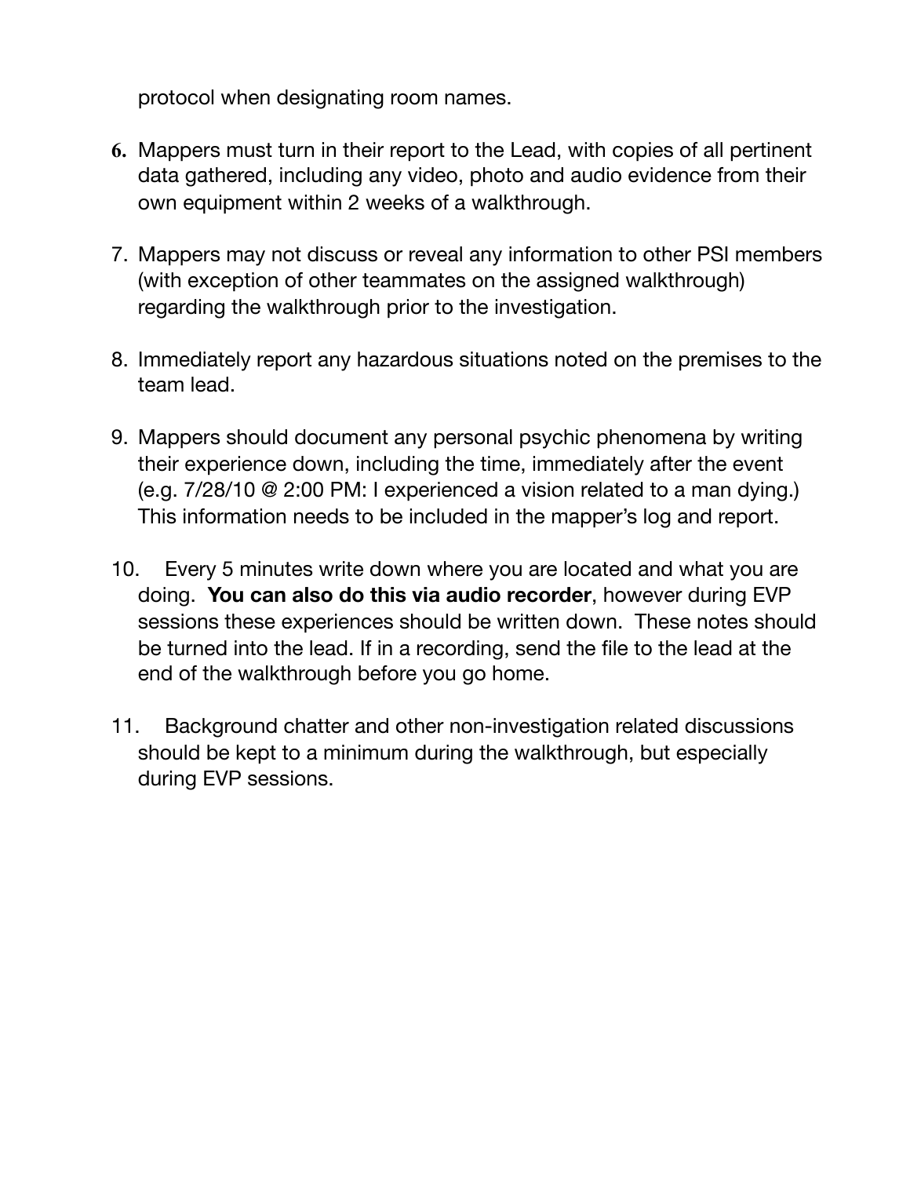protocol when designating room names.

6. Mappers must turn in their report to the Lead, with copies of all pertinent data gathered, including any video, photo and audio evidence from their own equipment within 2 weeks of a walkthrough.

7. Mappers may not discuss or reveal any information to other PSI members (with exception of other teammates on the assigned walkthrough) regarding the walkthrough prior to the investigation.

8. Immediately report any hazardous situations noted on the premises to the team lead.

9. Mappers should document any personal psychic phenomena by writing their experience down, including the time, immediately after the event (e.g. 7/28/10 @ 2:00 PM: I experienced a vision related to a man dying.) This information needs to be included in the mapper's log and report.

10. Every 5 minutes write down where you are located and what you are doing. **You can also do this via audio recorder**, however during EVP sessions these experiences should be written down. These notes should be turned into the lead. If in a recording, send the file to the lead at the end of the walkthrough before you go home.

11. Background chatter and other non-investigation related discussions should be kept to a minimum during the walkthrough, but especially during EVP sessions.